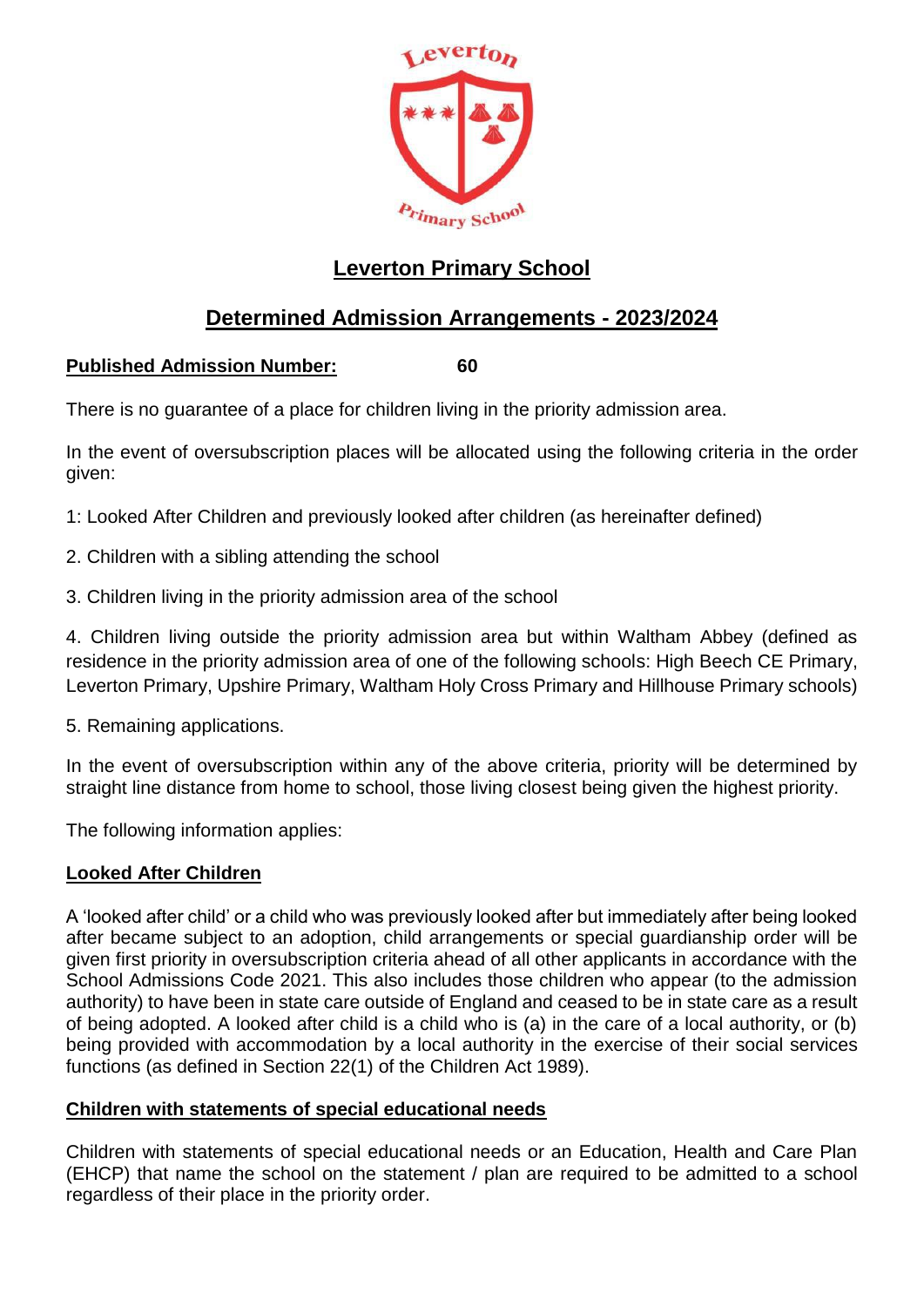# Leverton Primary School

## Determined Admission Arrangements - 2023/2024

**Published Admission Number:** 60

There is no guarantee of a place for children living in the priority admission area.

In the event of oversubscription places will be allocated using the following criteria in the order given:

1: Looked After Children and previously looked after children (as hereinafter defined)

2. Children with a sibling attending the school

3. Children living in the priority admission area of the school

4. Children living outside the priority admission area but within Waltham Abbey (defined as residence in the priority admission area of one of the following schools: High Beech CE Primary, Leverton Primary, Upshire Primary, Waltham Holy Cross Primary and Hillhouse Primary schools)

5. Remaining applications.

In the event of oversubscription within any of the above criteria, priority will be determined by straight line distance from home to school, those living closest being given the highest priority.

The following information applies:

### Looked After Children

A 'looked after child' or a child who was previously looked after but immediately after being looked after became subject to an adoption, child arrangements or special guardianship order will be given first priority in oversubscription criteria ahead of all other applicants in accordance with the School Admissions Code 2021. This also includes those children who appear (to the admission authority) to have been in state care outside of England and ceased to be in state care as a result of being adopted. A looked after child is a child who is (a) in the care of a local authority, or (b) being provided with accommodation by a local authority in the exercise of their social services functions (as defined in Section 22(1) of the Children Act 1989).

### Children with statements of special educational needs

Children with statements of special educational needs or an Education, Health and Care Plan (EHCP) that name the school on the statement / plan are required to be admitted to a school regardless of their place in the priority order.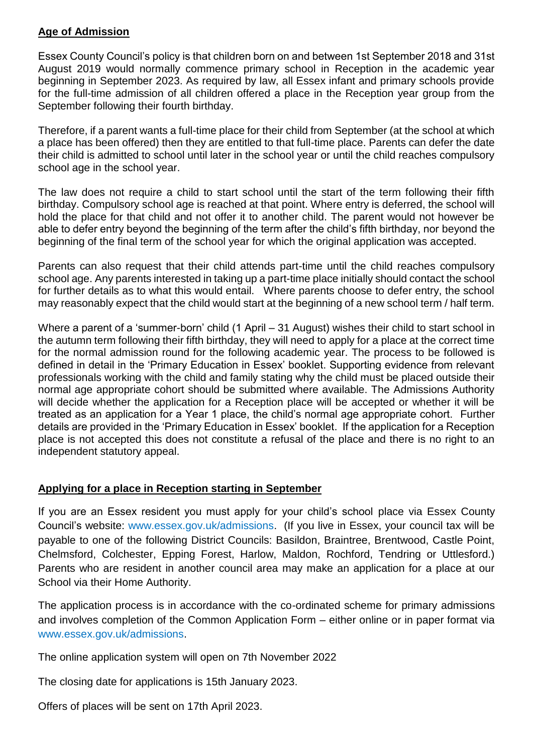## **Age of Admission**

Essex County Council's policy is that children born on and between 1st September 2018 and 31st August 2019 would normally commence primary school in Reception in the academic year beginning in September 2023. As required by law, all Essex infant and primary schools provide for the full-time admission of all children offered a place in the Reception year group from the September following their fourth birthday.

Therefore, if a parent wants a full-time place for their child from September (at the school at which a place has been offered) then they are entitled to that full-time place. Parents can defer the date their child is admitted to school until later in the school year or until the child reaches compulsory school age in the school year.

The law does not require a child to start school until the start of the term following their fifth birthday. Compulsory school age is reached at that point. Where entry is deferred, the school will hold the place for that child and not offer it to another child. The parent would not however be able to defer entry beyond the beginning of the term after the child's fifth birthday, nor beyond the beginning of the final term of the school year for which the original application was accepted.

Parents can also request that their child attends part-time until the child reaches compulsory school age. Any parents interested in taking up a part-time place initially should contact the school for further details as to what this would entail. Where parents choose to defer entry, the school may reasonably expect that the child would start at the beginning of a new school term / half term.

Where a parent of a 'summer-born' child (1 April – 31 August) wishes their child to start school in the autumn term following their fifth birthday, they will need to apply for a place at the correct time for the normal admission round for the following academic year. The process to be followed is defined in detail in the 'Primary Education in Essex' booklet. Supporting evidence from relevant professionals working with the child and family stating why the child must be placed outside their normal age appropriate cohort should be submitted where available. The Admissions Authority will decide whether the application for a Reception place will be accepted or whether it will be treated as an application for a Year 1 place, the child's normal age appropriate cohort. Further details are provided in the 'Primary Education in Essex' booklet. If the application for a Reception place is not accepted this does not constitute a refusal of the place and there is no right to an independent statutory appeal.

## **Applying for a place in Reception starting in September**

If you are an Essex resident you must apply for your child's school place via Essex County Council's website: www.essex.gov.uk/admissions. (If you live in Essex, your council tax will be payable to one of the following District Councils: Basildon, Braintree, Brentwood, Castle Point, Chelmsford, Colchester, Epping Forest, Harlow, Maldon, Rochford, Tendring or Uttlesford.) Parents who are resident in another council area may make an application for a place at our School via their Home Authority.

The application process is in accordance with the co-ordinated scheme for primary admissions and involves completion of the Common Application Form – either online or in paper format via www.essex.gov.uk/admissions.

The online application system will open on 7th November 2022

The closing date for applications is 15th January 2023.

Offers of places will be sent on 17th April 2023.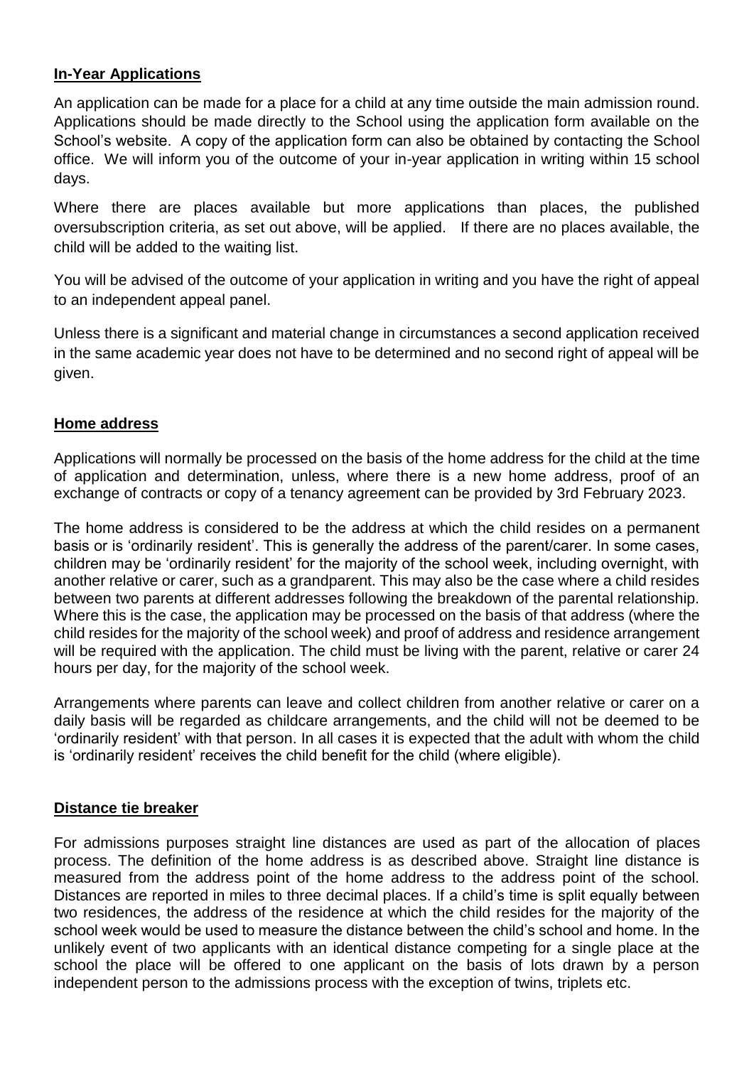## In-Year Applications

An application can be made for a place for a child at any time outside the main admission round. Applications should be made directly to the School using the application form available on the School's website. A copy of the application form can also be obtained by contacting the School office. We will inform you of the outcome of your in-year application in writing within 15 school days.

Where there are places available but more applications than places, the published oversubscription criteria, as set out above, will be applied. If there are no places available, the child will be added to the waiting list.

You will be advised of the outcome of your application in writing and you have the right of appeal to an independent appeal panel.

Unless there is a significant and material change in circumstances a second application received in the same academic year does not have to be determined and no second right of appeal will be given.

## Home address

Applications will normally be processed on the basis of the home address for the child at the time of application and determination, unless, where there is a new home address, proof of an exchange of contracts or copy of a tenancy agreement can be provided by 3rd February 2023.

The home address is considered to be the address at which the child resides on a permanent basis or is 'ordinarily resident'. This is generally the address of the parent/carer. In some cases, children may be 'ordinarily resident' for the majority of the school week, including overnight, with another relative or carer, such as a grandparent. This may also be the case where a child resides between two parents at different addresses following the breakdown of the parental relationship. Where this is the case, the application may be processed on the basis of that address (where the child resides for the majority of the school week) and proof of address and residence arrangement will be required with the application. The child must be living with the parent, relative or carer 24 hours per day, for the majority of the school week.

Arrangements where parents can leave and collect children from another relative or carer on a daily basis will be regarded as childcare arrangements, and the child will not be deemed to be 'ordinarily resident' with that person. In all cases it is expected that the adult with whom the child is 'ordinarily resident' receives the child benefit for the child (where eligible).

## Distance tie breaker

For admissions purposes straight line distances are used as part of the allocation of places process. The definition of the home address is as described above. Straight line distance is measured from the address point of the home address to the address point of the school. Distances are reported in miles to three decimal places. If a child's time is split equally between two residences, the address of the residence at which the child resides for the majority of the school week would be used to measure the distance between the child's school and home. In the unlikely event of two applicants with an identical distance competing for a single place at the school the place will be offered to one applicant on the basis of lots drawn by a person independent person to the admissions process with the exception of twins, triplets etc.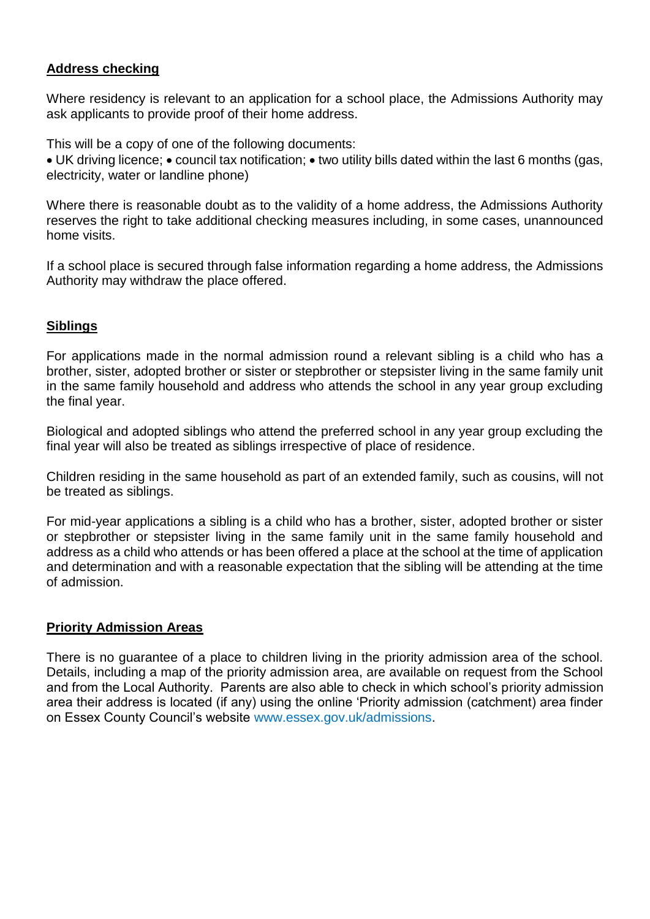**Address checking**

Where residency is relevant to an application for a school place, the Admissions Authority may ask applicants to provide proof of their home address.

This will be a copy of one of the following documents:

- UK driving licence; • council tax notification; • two utility bills dated within the last 6 months (gas, electricity, water or landline phone)

Where there is reasonable doubt as to the validity of a home address, the Admissions Authority reserves the right to take additional checking measures including, in some cases, unannounced home visits.

If a school place is secured through false information regarding a home address, the Admissions Authority may withdraw the place offered.

**Siblings**

For applications made in the normal admission round a relevant sibling is a child who has a brother, sister, adopted brother or sister or stepbrother or stepsister living in the same family unit in the same family household and address who attends the school in any year group excluding the final year.

Biological and adopted siblings who attend the preferred school in any year group excluding the final year will also be treated as siblings irrespective of place of residence.

Children residing in the same household as part of an extended family, such as cousins, will not be treated as siblings.

For mid-year applications a sibling is a child who has a brother, sister, adopted brother or sister or stepbrother or stepsister living in the same family unit in the same family household and address as a child who attends or has been offered a place at the school at the time of application and determination and with a reasonable expectation that the sibling will be attending at the time of admission.

**Priority Admission Areas**

There is no guarantee of a place to children living in the priority admission area of the school. Details, including a map of the priority admission area, are available on request from the School and from the Local Authority. Parents are also able to check in which school's priority admission area their address is located (if any) using the online 'Priority admission (catchment) area finder on Essex County Council's website www.essex.gov.uk/admissions.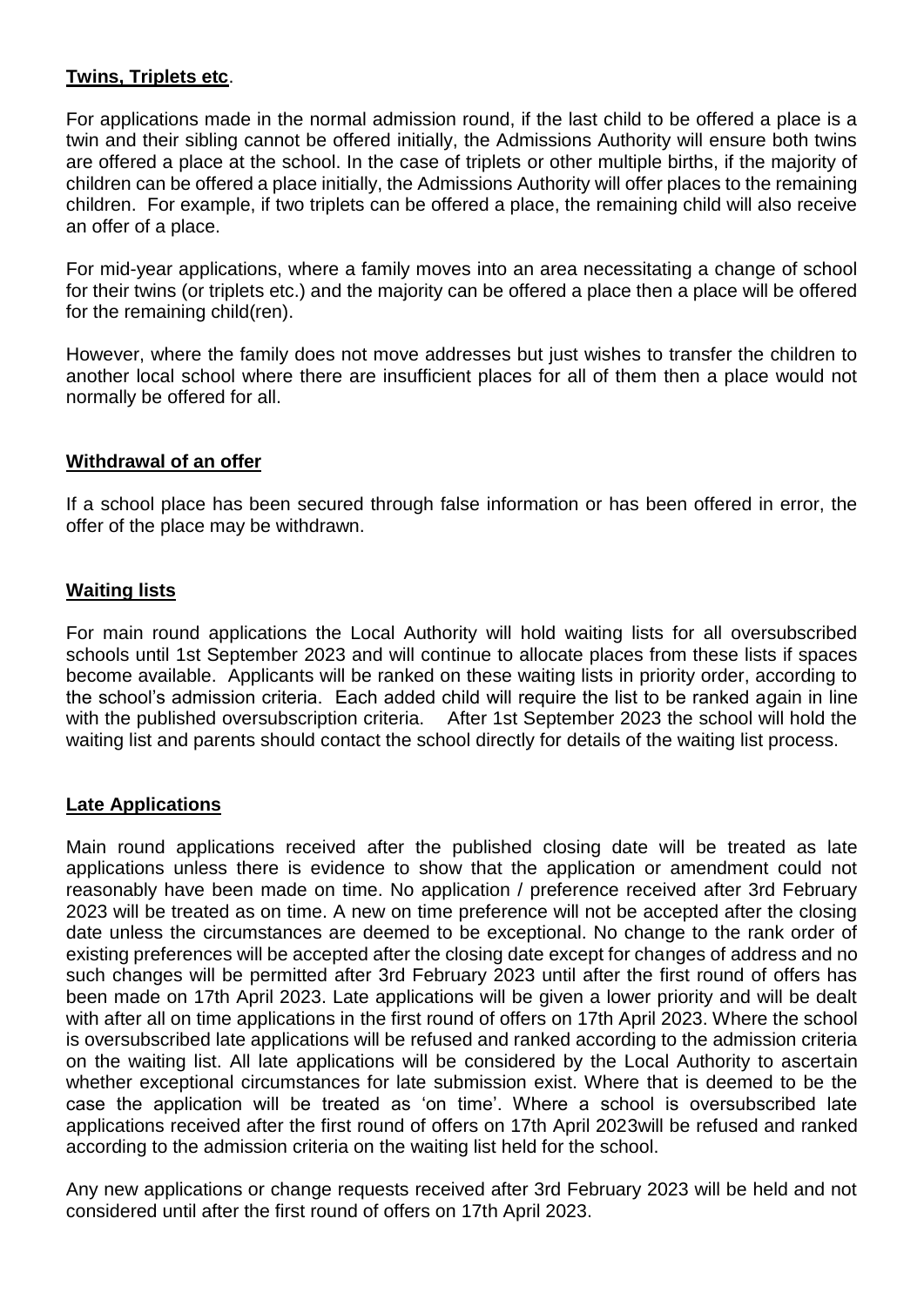**Twins, Triplets etc**.

For applications made in the normal admission round, if the last child to be offered a place is a twin and their sibling cannot be offered initially, the Admissions Authority will ensure both twins are offered a place at the school. In the case of triplets or other multiple births, if the majority of children can be offered a place initially, the Admissions Authority will offer places to the remaining children. For example, if two triplets can be offered a place, the remaining child will also receive an offer of a place.

For mid-year applications, where a family moves into an area necessitating a change of school for their twins (or triplets etc.) and the majority can be offered a place then a place will be offered for the remaining child(ren).

However, where the family does not move addresses but just wishes to transfer the children to another local school where there are insufficient places for all of them then a place would not normally be offered for all.

**Withdrawal of an offer**

If a school place has been secured through false information or has been offered in error, the offer of the place may be withdrawn.

**Waiting lists**

For main round applications the Local Authority will hold waiting lists for all oversubscribed schools until 1st September 2023 and will continue to allocate places from these lists if spaces become available. Applicants will be ranked on these waiting lists in priority order, according to the school's admission criteria. Each added child will require the list to be ranked again in line with the published oversubscription criteria. After 1st September 2023 the school will hold the waiting list and parents should contact the school directly for details of the waiting list process.

**Late Applications**

Main round applications received after the published closing date will be treated as late applications unless there is evidence to show that the application or amendment could not reasonably have been made on time. No application / preference received after 3rd February 2023 will be treated as on time. A new on time preference will not be accepted after the closing date unless the circumstances are deemed to be exceptional. No change to the rank order of existing preferences will be accepted after the closing date except for changes of address and no such changes will be permitted after 3rd February 2023 until after the first round of offers has been made on 17th April 2023. Late applications will be given a lower priority and will be dealt with after all on time applications in the first round of offers on 17th April 2023. Where the school is oversubscribed late applications will be refused and ranked according to the admission criteria on the waiting list. All late applications will be considered by the Local Authority to ascertain whether exceptional circumstances for late submission exist. Where that is deemed to be the case the application will be treated as 'on time'. Where a school is oversubscribed late applications received after the first round of offers on 17th April 2023will be refused and ranked according to the admission criteria on the waiting list held for the school.

Any new applications or change requests received after 3rd February 2023 will be held and not considered until after the first round of offers on 17th April 2023.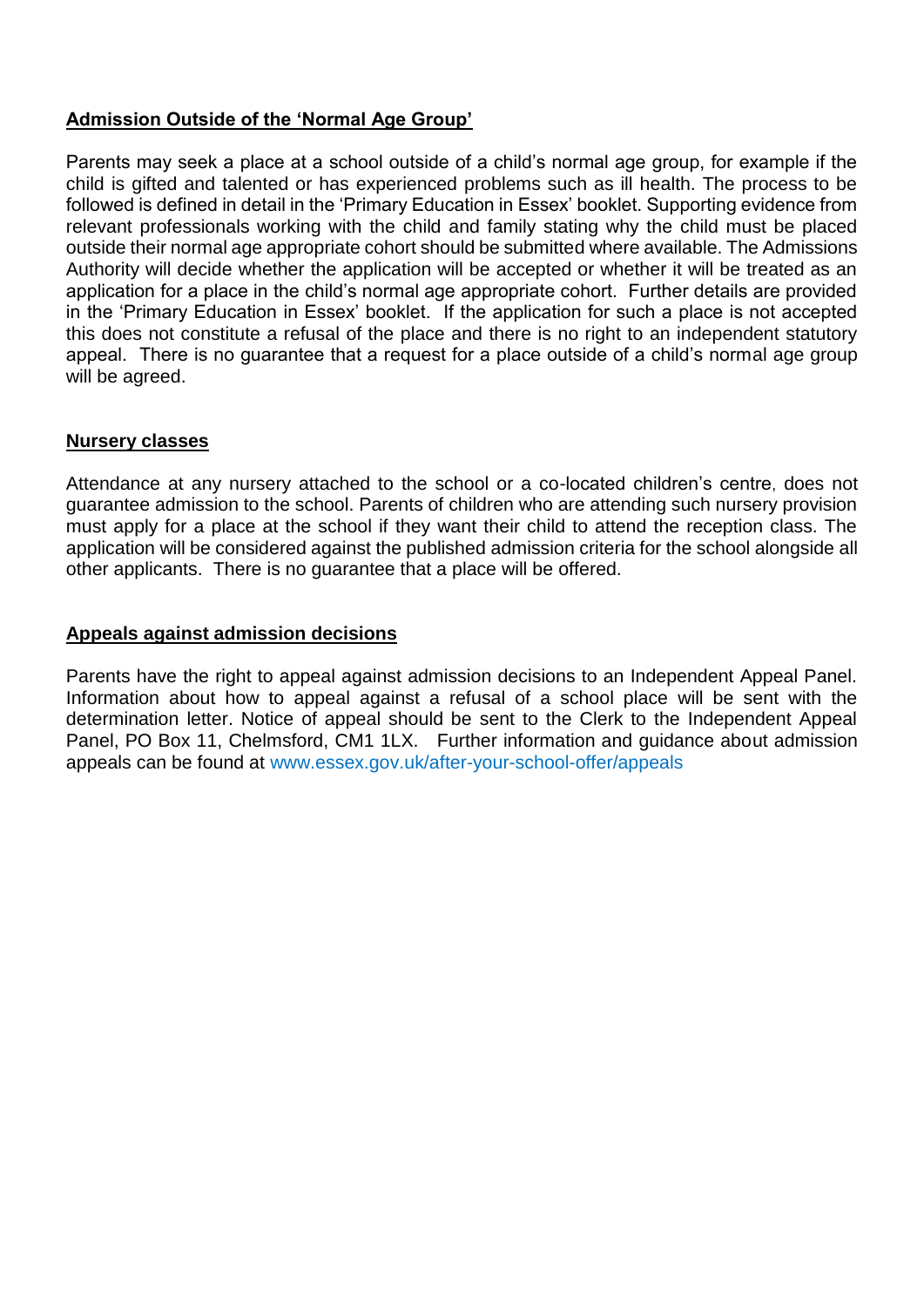## Admission Outside of the 'Normal Age Group'

Parents may seek a place at a school outside of a child's normal age group, for example if the child is gifted and talented or has experienced problems such as ill health. The process to be followed is defined in detail in the 'Primary Education in Essex' booklet. Supporting evidence from relevant professionals working with the child and family stating why the child must be placed outside their normal age appropriate cohort should be submitted where available. The Admissions Authority will decide whether the application will be accepted or whether it will be treated as an application for a place in the child's normal age appropriate cohort. Further details are provided in the 'Primary Education in Essex' booklet. If the application for such a place is not accepted this does not constitute a refusal of the place and there is no right to an independent statutory appeal. There is no guarantee that a request for a place outside of a child's normal age group will be agreed.

## Nursery classes

Attendance at any nursery attached to the school or a co-located children's centre, does not guarantee admission to the school. Parents of children who are attending such nursery provision must apply for a place at the school if they want their child to attend the reception class. The application will be considered against the published admission criteria for the school alongside all other applicants. There is no guarantee that a place will be offered.

## Appeals against admission decisions

Parents have the right to appeal against admission decisions to an Independent Appeal Panel. Information about how to appeal against a refusal of a school place will be sent with the determination letter. Notice of appeal should be sent to the Clerk to the Independent Appeal Panel, PO Box 11, Chelmsford, CM1 1LX. Further information and guidance about admission appeals can be found at www.essex.gov.uk/after-your-school-offer/appeals